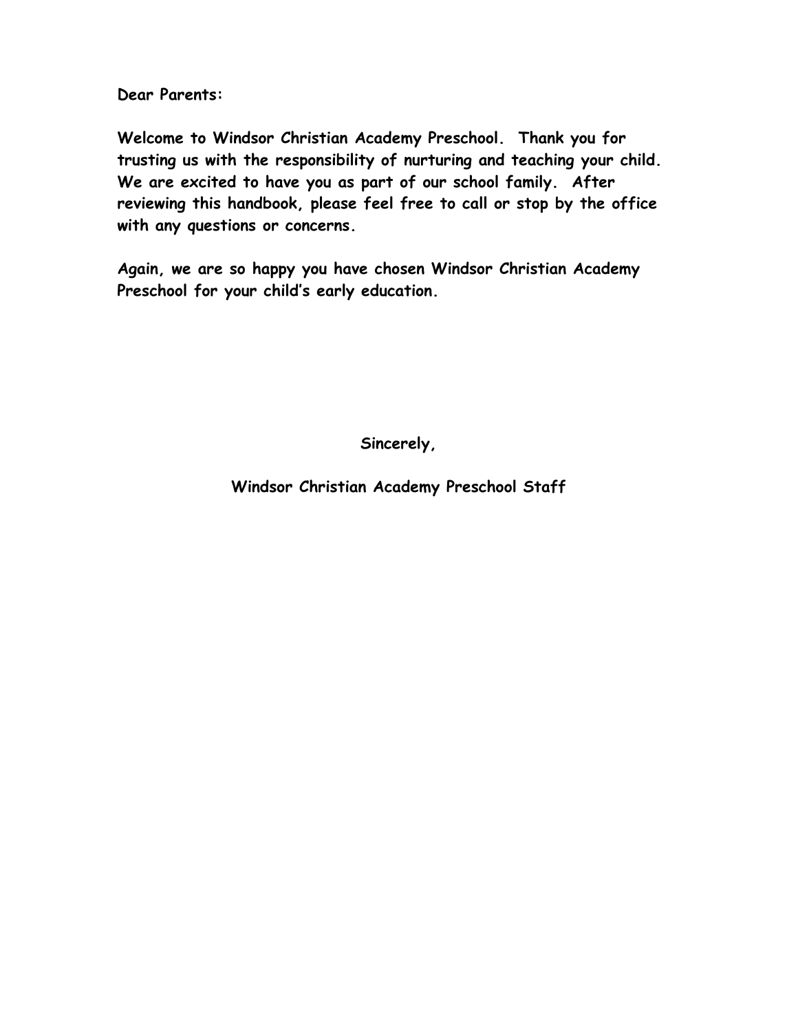**Dear Parents:**

**Welcome to Windsor Christian Academy Preschool. Thank you for trusting us with the responsibility of nurturing and teaching your child. We are excited to have you as part of our school family. After reviewing this handbook, please feel free to call or stop by the office with any questions or concerns.**

**Again, we are so happy you have chosen Windsor Christian Academy Preschool for your child's early education.**

**Sincerely,**

**Windsor Christian Academy Preschool Staff**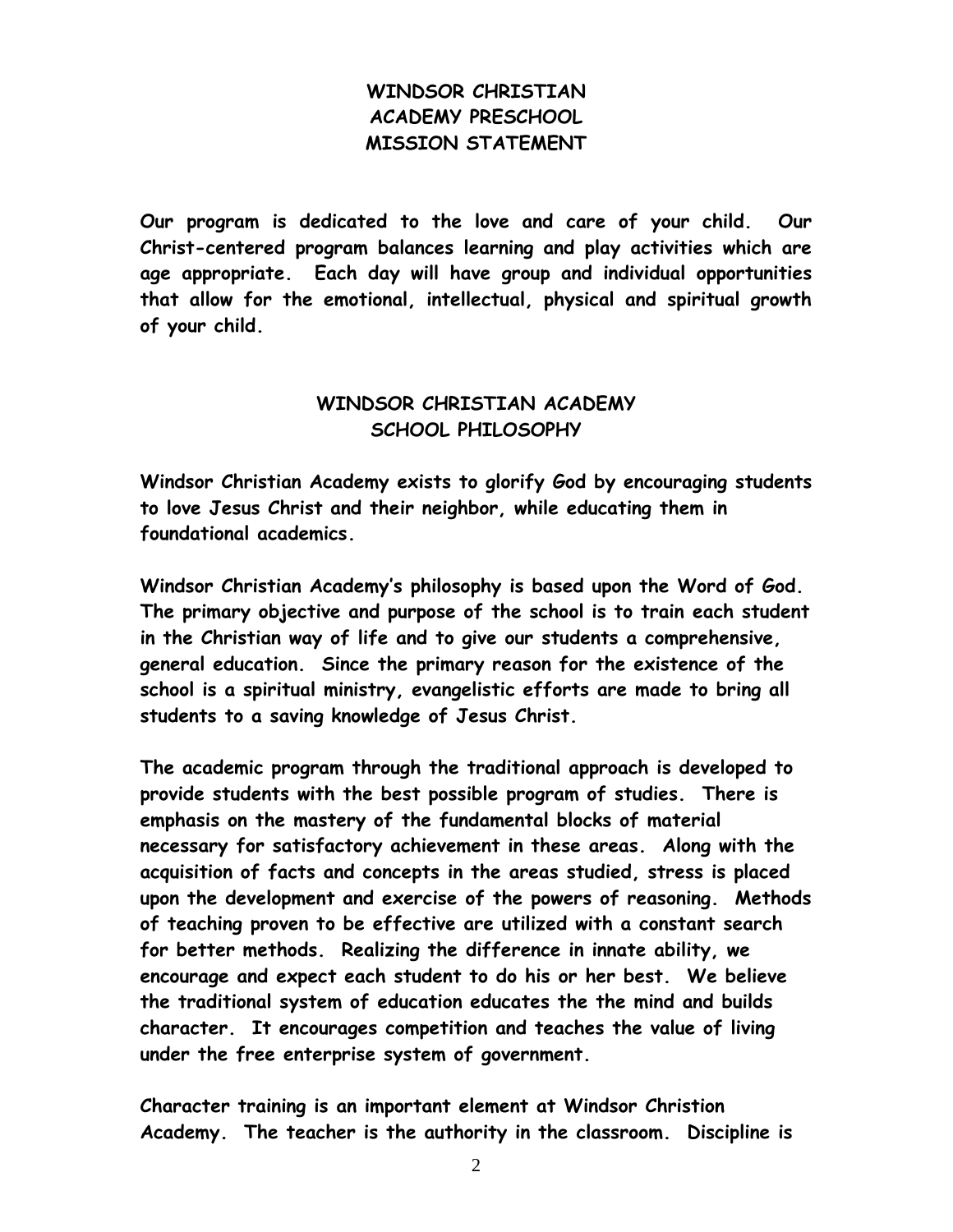## WINDSOR CHRISTIAN ACADEMY PRESCHOOL MISSION STATEMENT

**Our program is dedicated to the love and care of your child. Our Christ-centered program balances learning and play activities which are age appropriate. Each day will have group and individual opportunities that allow for the emotional, intellectual, physical and spiritual growth of your child.**

## WINDSOR CHRISTIAN ACADEMY SCHOOL PHILOSOPHY

**Windsor Christian Academy exists to glorify God by encouraging students to love Jesus Christ and their neighbor, while educating them in foundational academics.**

**Windsor Christian Academy's philosophy is based upon the Word of God. The primary objective and purpose of the school is to train each student in the Christian way of life and to give our students a comprehensive, general education. Since the primary reason for the existence of the school is a spiritual ministry, evangelistic efforts are made to bring all students to a saving knowledge of Jesus Christ.**

**The academic program through the traditional approach is developed to provide students with the best possible program of studies. There is emphasis on the mastery of the fundamental blocks of material necessary for satisfactory achievement in these areas. Along with the acquisition of facts and concepts in the areas studied, stress is placed upon the development and exercise of the powers of reasoning. Methods of teaching proven to be effective are utilized with a constant search for better methods. Realizing the difference in innate ability, we encourage and expect each student to do his or her best. We believe the traditional system of education educates the the mind and builds character. It encourages competition and teaches the value of living under the free enterprise system of government.**

**Character training is an important element at Windsor Christion Academy. The teacher is the authority in the classroom. Discipline is**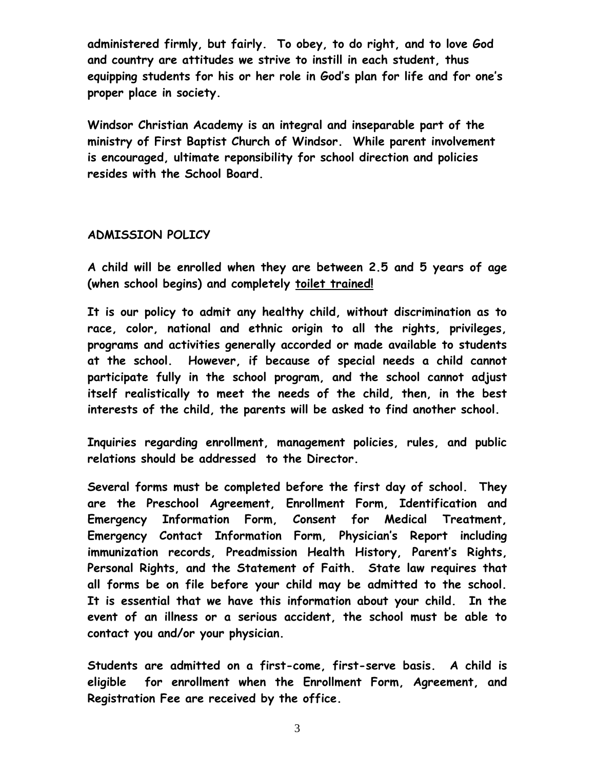**administered firmly, but fairly. To obey, to do right, and to love God and country are attitudes we strive to instill in each student, thus equipping students for his or her role in God's plan for life and for one's proper place in society.**

**Windsor Christian Academy is an integral and inseparable part of the ministry of First Baptist Church of Windsor. While parent involvement is encouraged, ultimate reponsibility for school direction and policies resides with the School Board.**

## ADMISSION POLICY

**A child will be enrolled when they are between 2.5 and 5 years of age (when school begins) and completely toilet trained!**

**It is our policy to admit any healthy child, without discrimination as to race, color, national and ethnic origin to all the rights, privileges, programs and activities generally accorded or made available to students at the school. However, if because of special needs a child cannot participate fully in the school program, and the school cannot adjust itself realistically to meet the needs of the child, then, in the best interests of the child, the parents will be asked to find another school.**

**Inquiries regarding enrollment, management policies, rules, and public relations should be addressed to the Director.**

**Several forms must be completed before the first day of school. They are the Preschool Agreement, Enrollment Form, Identification and Emergency Information Form, Consent for Medical Treatment, Emergency Contact Information Form, Physician's Report including immunization records, Preadmission Health History, Parent's Rights, Personal Rights, and the Statement of Faith. State law requires that all forms be on file before your child may be admitted to the school. It is essential that we have this information about your child. In the event of an illness or a serious accident, the school must be able to contact you and/or your physician.**

**Students are admitted on a first-come, first-serve basis. A child is eligible for enrollment when the Enrollment Form, Agreement, and Registration Fee are received by the office.**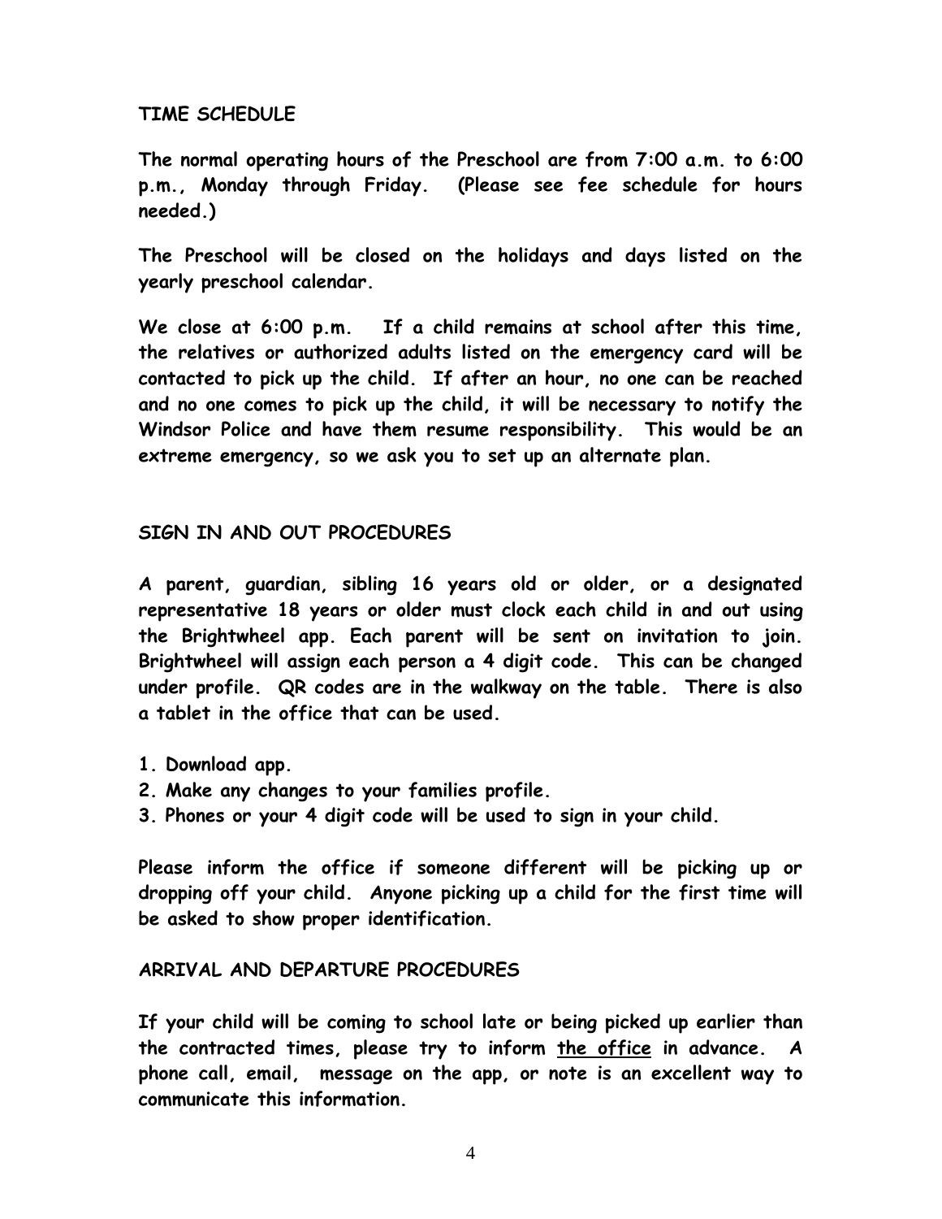## TIME SCHEDULE

**The normal operating hours of the Preschool are from 7:00 a.m. to 6:00 p.m., Monday through Friday. (Please see fee schedule for hours needed.)**

**The Preschool will be closed on the holidays and days listed on the yearly preschool calendar.**

**We close at 6:00 p.m. If a child remains at school after this time, the relatives or authorized adults listed on the emergency card will be contacted to pick up the child. If after an hour, no one can be reached and no one comes to pick up the child, it will be necessary to notify the Windsor Police and have them resume responsibility. This would be an extreme emergency, so we ask you to set up an alternate plan.**

## SIGN IN AND OUT PROCEDURES

**A parent, guardian, sibling 16 years old or older, or a designated representative 18 years or older must clock each child in and out using the Brightwheel app. Each parent will be sent on invitation to join. Brightwheel will assign each person a 4 digit code. This can be changed under profile. QR codes are in the walkway on the table. There is also a tablet in the office that can be used.**

1. **Download app.**
2. **Make any changes to your families profile.**
3. **Phones or your 4 digit code will be used to sign in your child.**

**Please inform the office if someone different will be picking up or dropping off your child. Anyone picking up a child for the first time will be asked to show proper identification.**

## ARRIVAL AND DEPARTURE PROCEDURES

**If your child will be coming to school late or being picked up earlier than the contracted times, please try to inform <u>the office</u> in advance. A phone call, email, message on the app, or note is an excellent way to communicate this information.**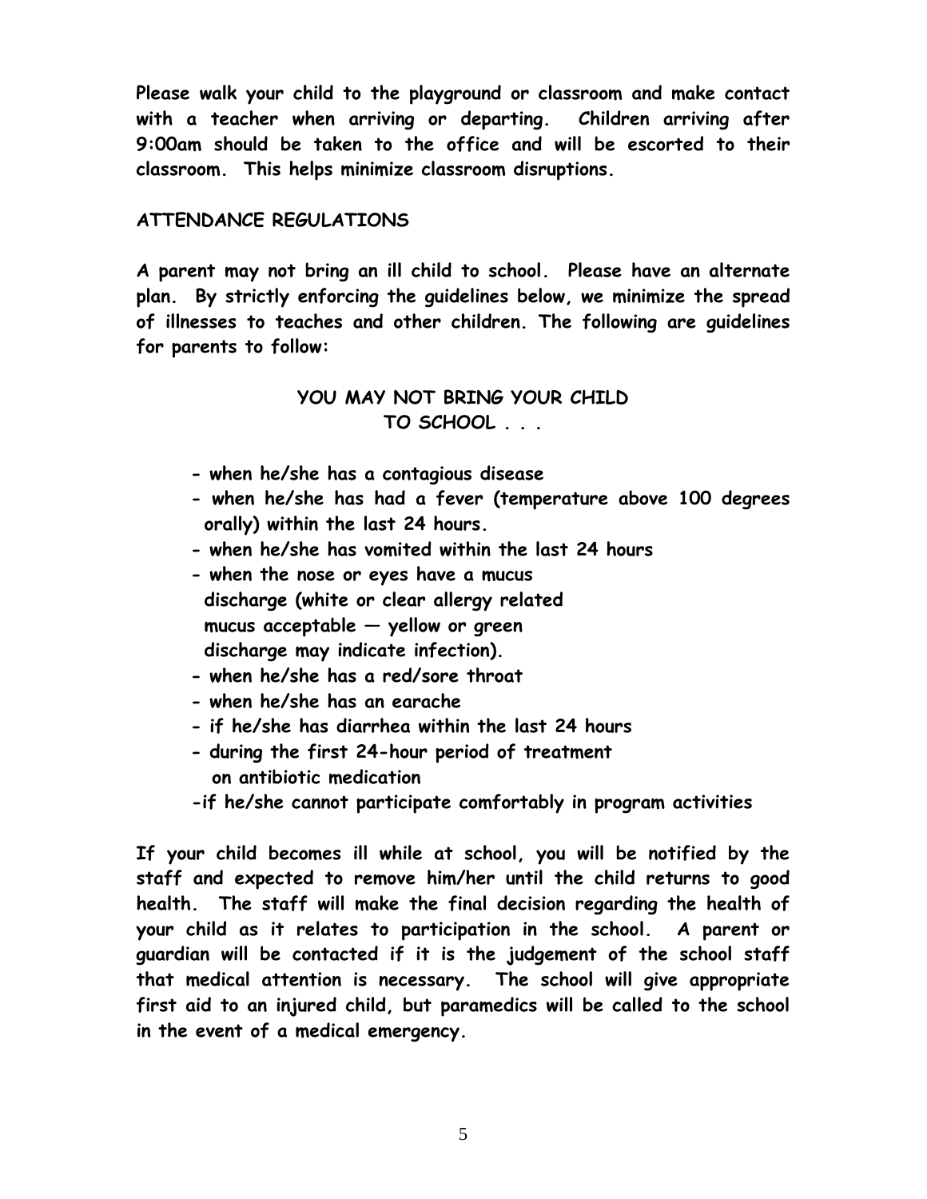**Please walk your child to the playground or classroom and make contact with a teacher when arriving or departing. Children arriving after 9:00am should be taken to the office and will be escorted to their classroom. This helps minimize classroom disruptions.**

## ATTENDANCE REGULATIONS

**A parent may not bring an ill child to school. Please have an alternate plan. By strictly enforcing the guidelines below, we minimize the spread of illnesses to teaches and other children. The following are guidelines for parents to follow:**

### YOU MAY NOT BRING YOUR CHILD TO SCHOOL . . .

- **when he/she has a contagious disease**
- **when he/she has had a fever (temperature above 100 degrees orally) within the last 24 hours.**
- **when he/she has vomited within the last 24 hours**
- **when the nose or eyes have a mucus discharge (white or clear allergy related mucus acceptable — yellow or green discharge may indicate infection).**
- **when he/she has a red/sore throat**
- **when he/she has an earache**
- **if he/she has diarrhea within the last 24 hours**
- **during the first 24-hour period of treatment on antibiotic medication**
- **if he/she cannot participate comfortably in program activities**

**If your child becomes ill while at school, you will be notified by the staff and expected to remove him/her until the child returns to good health. The staff will make the final decision regarding the health of your child as it relates to participation in the school. A parent or guardian will be contacted if it is the judgement of the school staff that medical attention is necessary. The school will give appropriate first aid to an injured child, but paramedics will be called to the school in the event of a medical emergency.**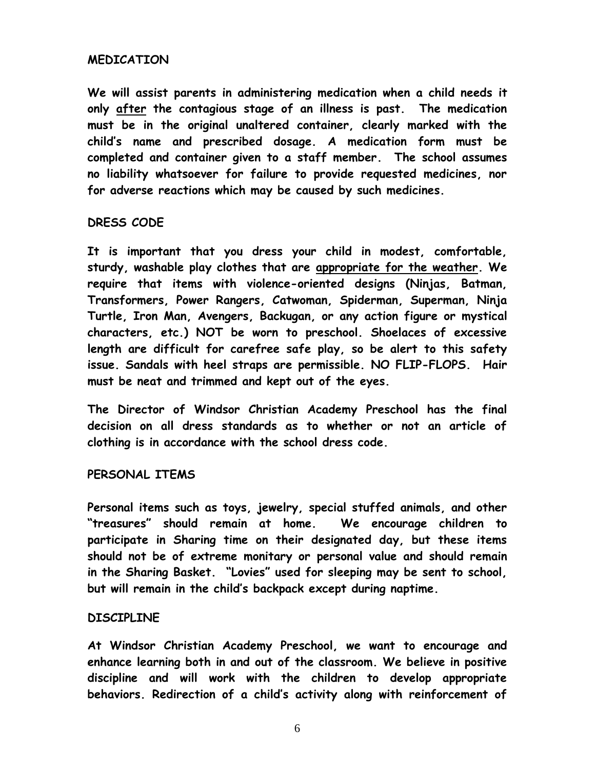## MEDICATION

We will assist parents in administering medication when a child needs it only <u>after</u> the contagious stage of an illness is past. The medication must be in the original unaltered container, clearly marked with the child's name and prescribed dosage. A medication form must be completed and container given to a staff member. The school assumes no liability whatsoever for failure to provide requested medicines, nor for adverse reactions which may be caused by such medicines.

## DRESS CODE

It is important that you dress your child in modest, comfortable, sturdy, washable play clothes that are <u>appropriate for the weather</u>. We require that items with violence-oriented designs (Ninjas, Batman, Transformers, Power Rangers, Catwoman, Spiderman, Superman, Ninja Turtle, Iron Man, Avengers, Backugan, or any action figure or mystical characters, etc.) NOT be worn to preschool. Shoelaces of excessive length are difficult for carefree safe play, so be alert to this safety issue. Sandals with heel straps are permissible. NO FLIP-FLOPS. Hair must be neat and trimmed and kept out of the eyes.

The Director of Windsor Christian Academy Preschool has the final decision on all dress standards as to whether or not an article of clothing is in accordance with the school dress code.

## PERSONAL ITEMS

Personal items such as toys, jewelry, special stuffed animals, and other "treasures" should remain at home. We encourage children to participate in Sharing time on their designated day, but these items should not be of extreme monitary or personal value and should remain in the Sharing Basket. "Lovies" used for sleeping may be sent to school, but will remain in the child's backpack except during naptime.

## DISCIPLINE

At Windsor Christian Academy Preschool, we want to encourage and enhance learning both in and out of the classroom. We believe in positive discipline and will work with the children to develop appropriate behaviors. Redirection of a child's activity along with reinforcement of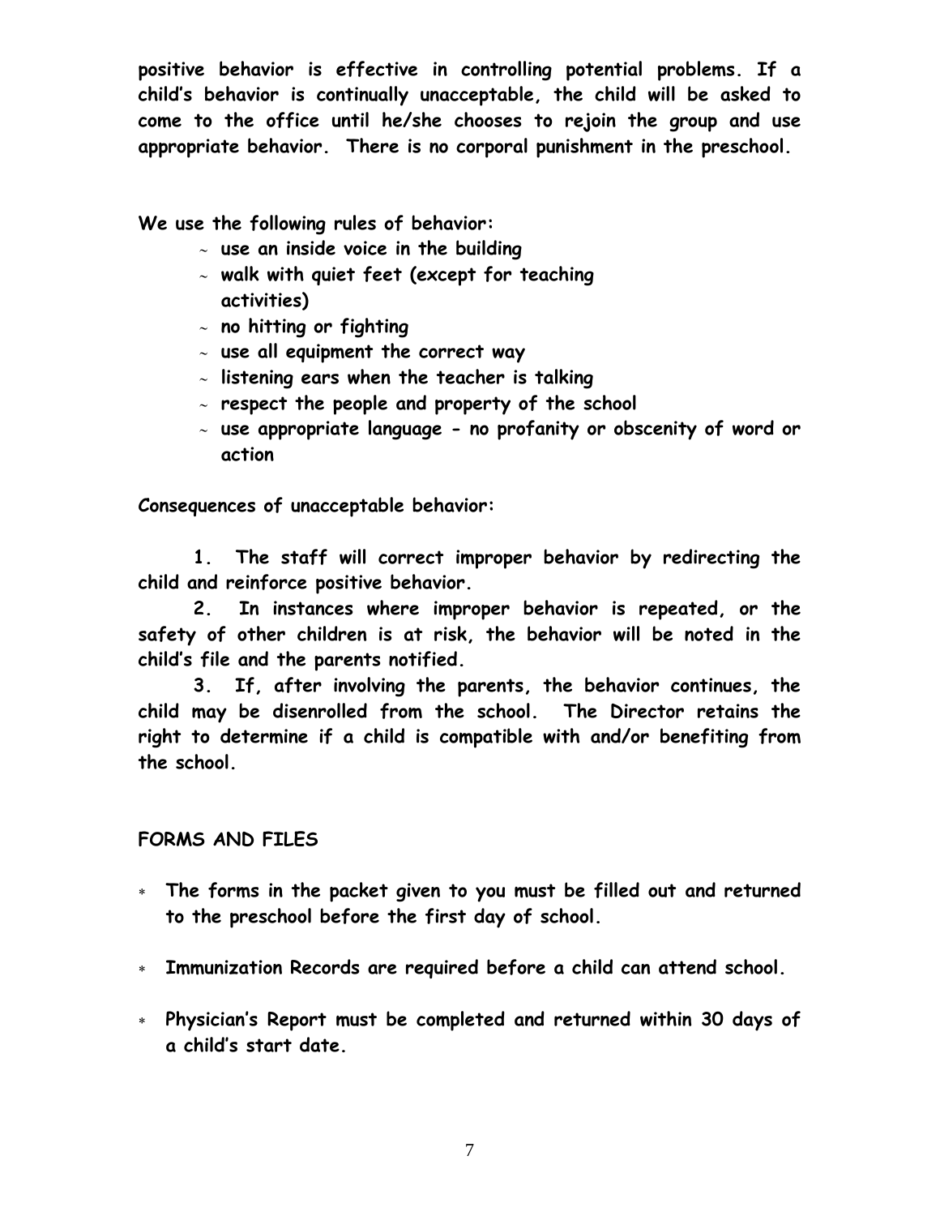**positive behavior is effective in controlling potential problems. If a child's behavior is continually unacceptable, the child will be asked to come to the office until he/she chooses to rejoin the group and use appropriate behavior. There is no corporal punishment in the preschool.**

**We use the following rules of behavior:**

- **use an inside voice in the building**
- **walk with quiet feet (except for teaching activities)**
- **no hitting or fighting**
- **use all equipment the correct way**
- **listening ears when the teacher is talking**
- **respect the people and property of the school**
- **use appropriate language - no profanity or obscenity of word or action**

**Consequences of unacceptable behavior:**

**1. The staff will correct improper behavior by redirecting the child and reinforce positive behavior.**

**2. In instances where improper behavior is repeated, or the safety of other children is at risk, the behavior will be noted in the child's file and the parents notified.**

**3. If, after involving the parents, the behavior continues, the child may be disenrolled from the school. The Director retains the right to determine if a child is compatible with and/or benefiting from the school.**

## FORMS AND FILES

- **The forms in the packet given to you must be filled out and returned to the preschool before the first day of school.**
- **Immunization Records are required before a child can attend school.**
- **Physician's Report must be completed and returned within 30 days of a child's start date.**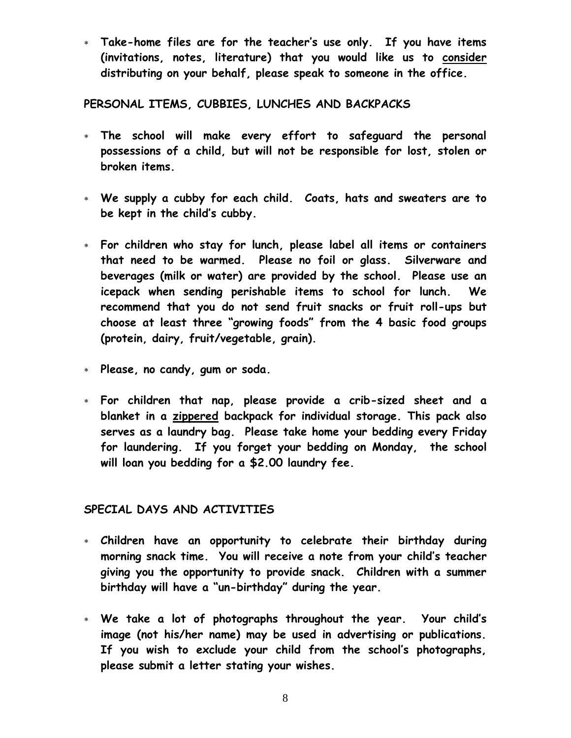- **Take-home files are for the teacher's use only. If you have items (invitations, notes, literature) that you would like us to <u>consider</u> distributing on your behalf, please speak to someone in the office.**

## PERSONAL ITEMS, CUBBIES, LUNCHES AND BACKPACKS

- **The school will make every effort to safeguard the personal possessions of a child, but will not be responsible for lost, stolen or broken items.**

- **We supply a cubby for each child. Coats, hats and sweaters are to be kept in the child's cubby.**

- **For children who stay for lunch, please label all items or containers that need to be warmed. Please no foil or glass. Silverware and beverages (milk or water) are provided by the school. Please use an icepack when sending perishable items to school for lunch. We recommend that you do not send fruit snacks or fruit roll-ups but choose at least three "growing foods" from the 4 basic food groups (protein, dairy, fruit/vegetable, grain).**

- **Please, no candy, gum or soda.**

- **For children that nap, please provide a crib-sized sheet and a blanket in a <u>zippered</u> backpack for individual storage. This pack also serves as a laundry bag. Please take home your bedding every Friday for laundering. If you forget your bedding on Monday, the school will loan you bedding for a $2.00 laundry fee.**

## SPECIAL DAYS AND ACTIVITIES

- **Children have an opportunity to celebrate their birthday during morning snack time. You will receive a note from your child's teacher giving you the opportunity to provide snack. Children with a summer birthday will have a "un-birthday" during the year.**

- **We take a lot of photographs throughout the year. Your child's image (not his/her name) may be used in advertising or publications. If you wish to exclude your child from the school's photographs, please submit a letter stating your wishes.**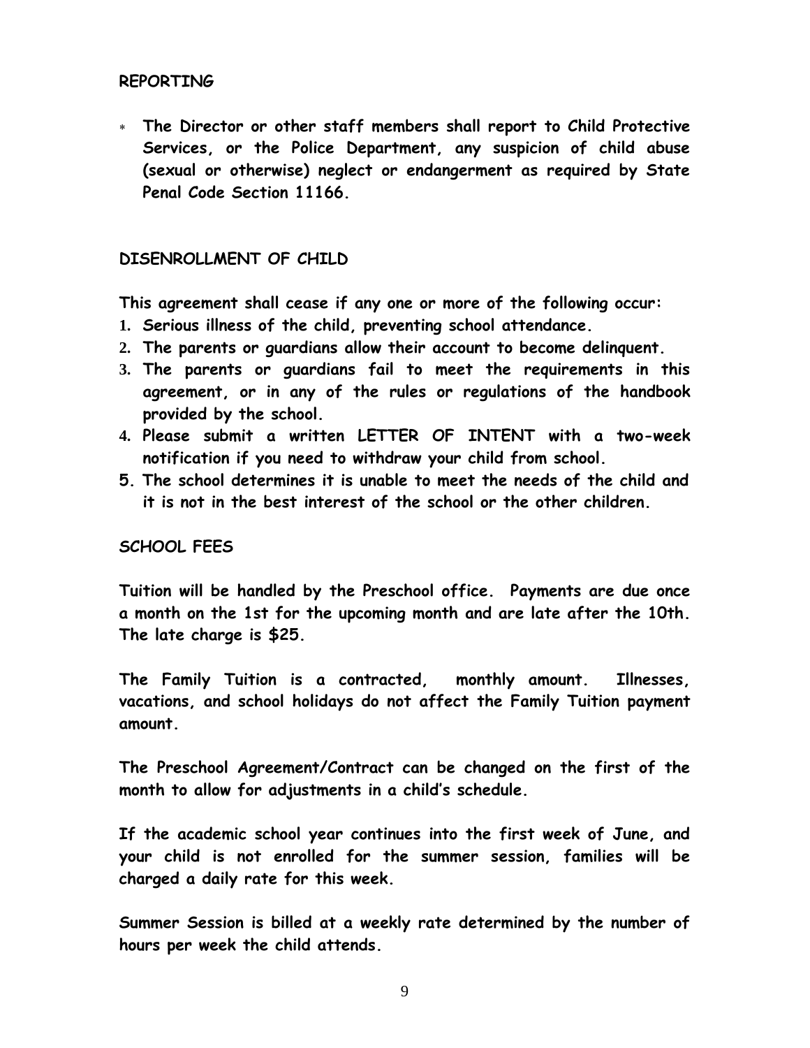## REPORTING

* **The Director or other staff members shall report to Child Protective Services, or the Police Department, any suspicion of child abuse (sexual or otherwise) neglect or endangerment as required by State Penal Code Section 11166.**

## DISENROLLMENT OF CHILD

**This agreement shall cease if any one or more of the following occur:**

1. **Serious illness of the child, preventing school attendance.**
2. **The parents or guardians allow their account to become delinquent.**
3. **The parents or guardians fail to meet the requirements in this agreement, or in any of the rules or regulations of the handbook provided by the school.**
4. **Please submit a written LETTER OF INTENT with a two-week notification if you need to withdraw your child from school.**
5. **The school determines it is unable to meet the needs of the child and it is not in the best interest of the school or the other children.**

## SCHOOL FEES

**Tuition will be handled by the Preschool office. Payments are due once a month on the 1st for the upcoming month and are late after the 10th. The late charge is $25.**

**The Family Tuition is a contracted, monthly amount. Illnesses, vacations, and school holidays do not affect the Family Tuition payment amount.**

**The Preschool Agreement/Contract can be changed on the first of the month to allow for adjustments in a child's schedule.**

**If the academic school year continues into the first week of June, and your child is not enrolled for the summer session, families will be charged a daily rate for this week.**

**Summer Session is billed at a weekly rate determined by the number of hours per week the child attends.**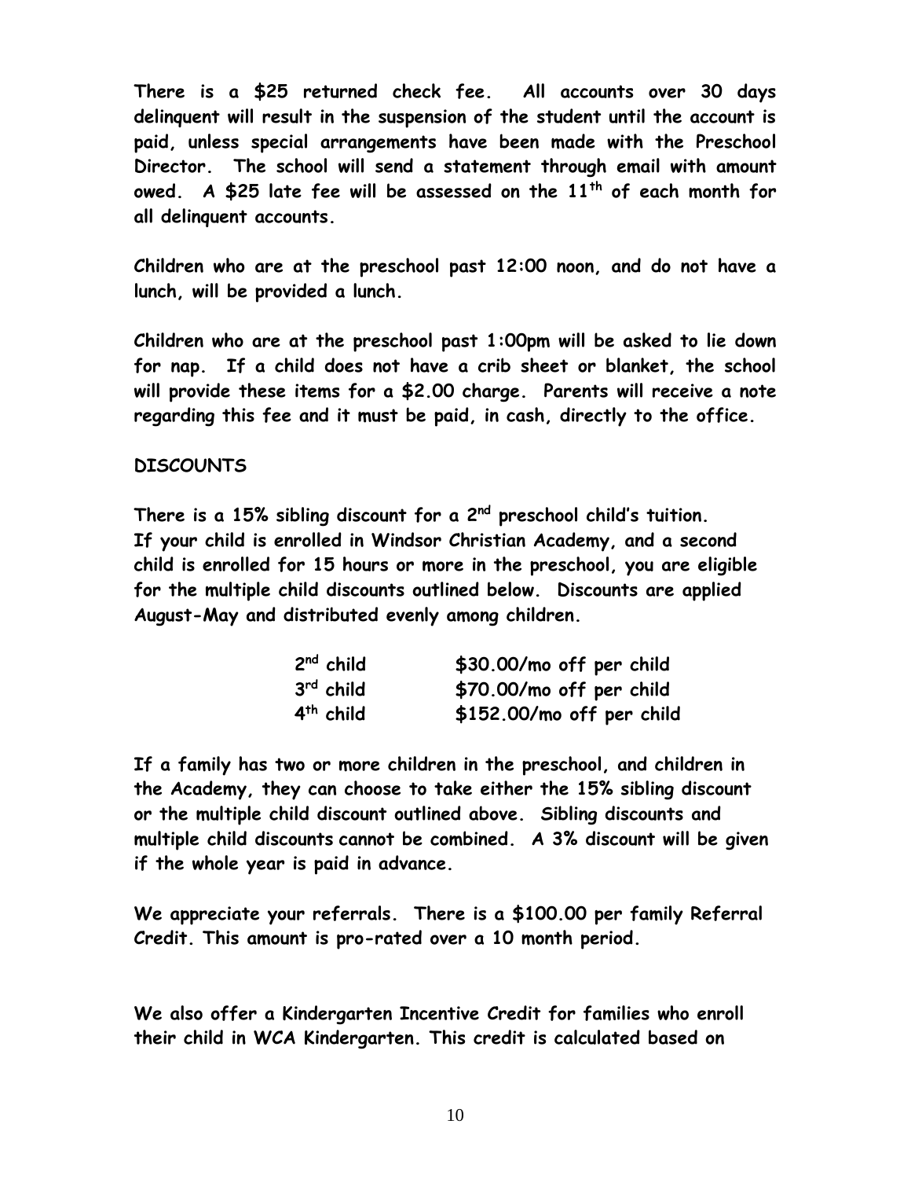**There is a $25 returned check fee. All accounts over 30 days delinquent will result in the suspension of the student until the account is paid, unless special arrangements have been made with the Preschool Director. The school will send a statement through email with amount owed. A $25 late fee will be assessed on the 11th of each month for all delinquent accounts.**

**Children who are at the preschool past 12:00 noon, and do not have a lunch, will be provided a lunch.**

**Children who are at the preschool past 1:00pm will be asked to lie down for nap. If a child does not have a crib sheet or blanket, the school will provide these items for a $2.00 charge. Parents will receive a note regarding this fee and it must be paid, in cash, directly to the office.**

## DISCOUNTS

**There is a 15% sibling discount for a 2nd preschool child's tuition. If your child is enrolled in Windsor Christian Academy, and a second child is enrolled for 15 hours or more in the preschool, you are eligible for the multiple child discounts outlined below. Discounts are applied August-May and distributed evenly among children.**

| | |
|---|---|
| **2nd child** | **$30.00/mo off per child** |
| **3rd child** | **$70.00/mo off per child** |
| **4th child** | **$152.00/mo off per child** |

**If a family has two or more children in the preschool, and children in the Academy, they can choose to take either the 15% sibling discount or the multiple child discount outlined above. Sibling discounts and multiple child discounts cannot be combined. A 3% discount will be given if the whole year is paid in advance.**

**We appreciate your referrals. There is a $100.00 per family Referral Credit. This amount is pro-rated over a 10 month period.**

**We also offer a Kindergarten Incentive Credit for families who enroll their child in WCA Kindergarten. This credit is calculated based on**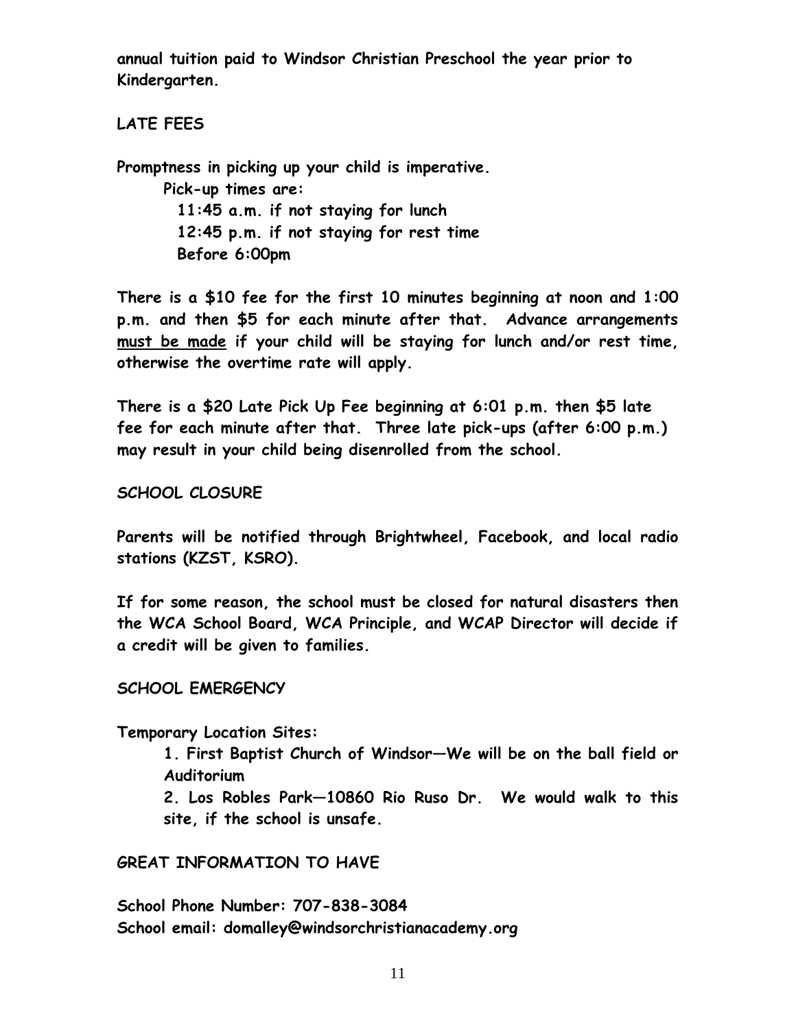**annual tuition paid to Windsor Christian Preschool the year prior to Kindergarten.**

## LATE FEES

**Promptness in picking up your child is imperative.**

**Pick-up times are:**

**11:45 a.m. if not staying for lunch**
**12:45 p.m. if not staying for rest time**
**Before 6:00pm**

**There is a $10 fee for the first 10 minutes beginning at noon and 1:00 p.m. and then $5 for each minute after that. Advance arrangements <u>must be made</u> if your child will be staying for lunch and/or rest time, otherwise the overtime rate will apply.**

**There is a $20 Late Pick Up Fee beginning at 6:01 p.m. then $5 late fee for each minute after that. Three late pick-ups (after 6:00 p.m.) may result in your child being disenrolled from the school.**

## SCHOOL CLOSURE

**Parents will be notified through Brightwheel, Facebook, and local radio stations (KZST, KSRO).**

**If for some reason, the school must be closed for natural disasters then the WCA School Board, WCA Principle, and WCAP Director will decide if a credit will be given to families.**

## SCHOOL EMERGENCY

**Temporary Location Sites:**

**1. First Baptist Church of Windsor—We will be on the ball field or Auditorium**

**2. Los Robles Park—10860 Rio Ruso Dr. We would walk to this site, if the school is unsafe.**

## GREAT INFORMATION TO HAVE

**School Phone Number: 707-838-3084**
**School email: domalley@windsorchristianacademy.org**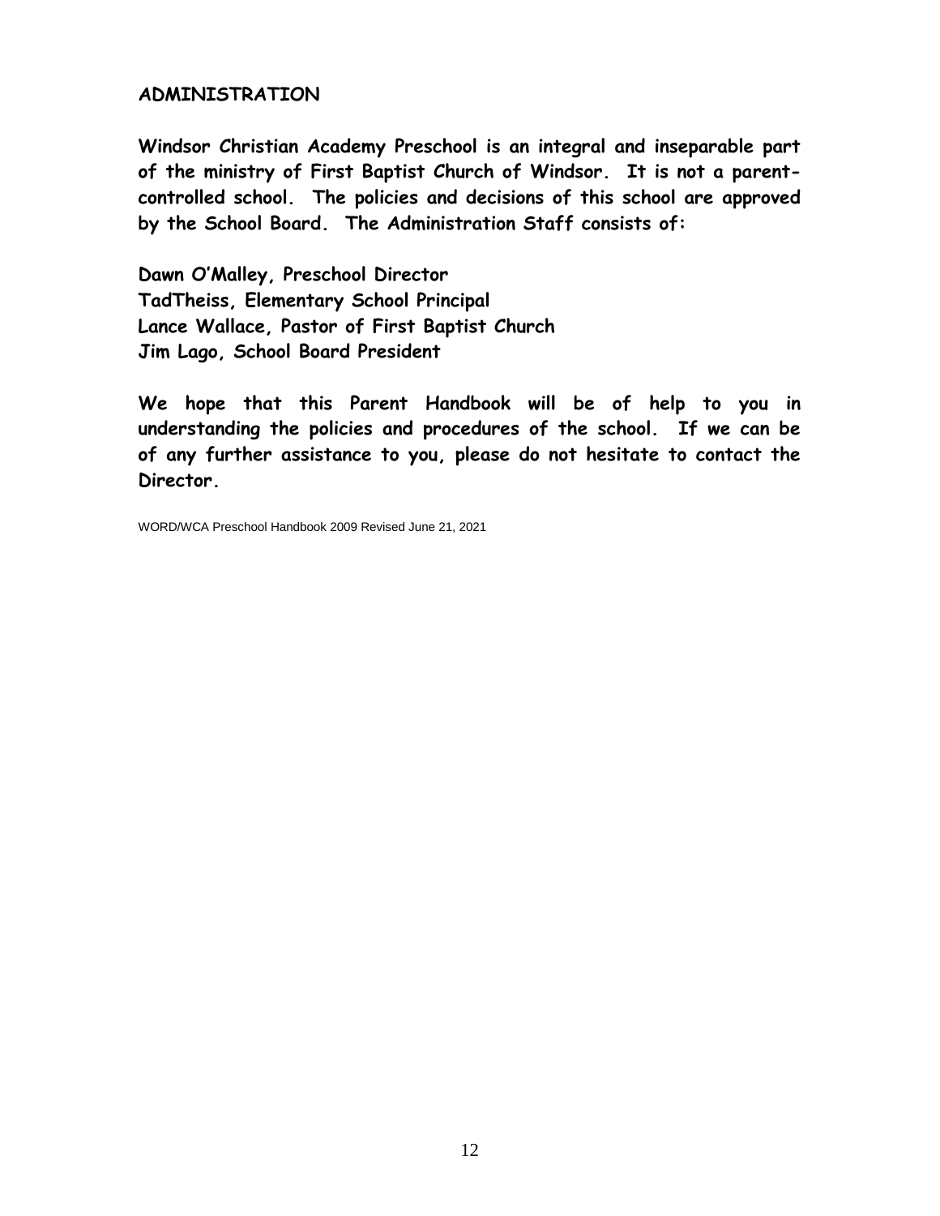## ADMINISTRATION

**Windsor Christian Academy Preschool is an integral and inseparable part of the ministry of First Baptist Church of Windsor. It is not a parent-controlled school. The policies and decisions of this school are approved by the School Board. The Administration Staff consists of:**

**Dawn O'Malley, Preschool Director**
**TadTheiss, Elementary School Principal**
**Lance Wallace, Pastor of First Baptist Church**
**Jim Lago, School Board President**

**We hope that this Parent Handbook will be of help to you in understanding the policies and procedures of the school. If we can be of any further assistance to you, please do not hesitate to contact the Director.**

WORD/WCA Preschool Handbook 2009 Revised June 21, 2021